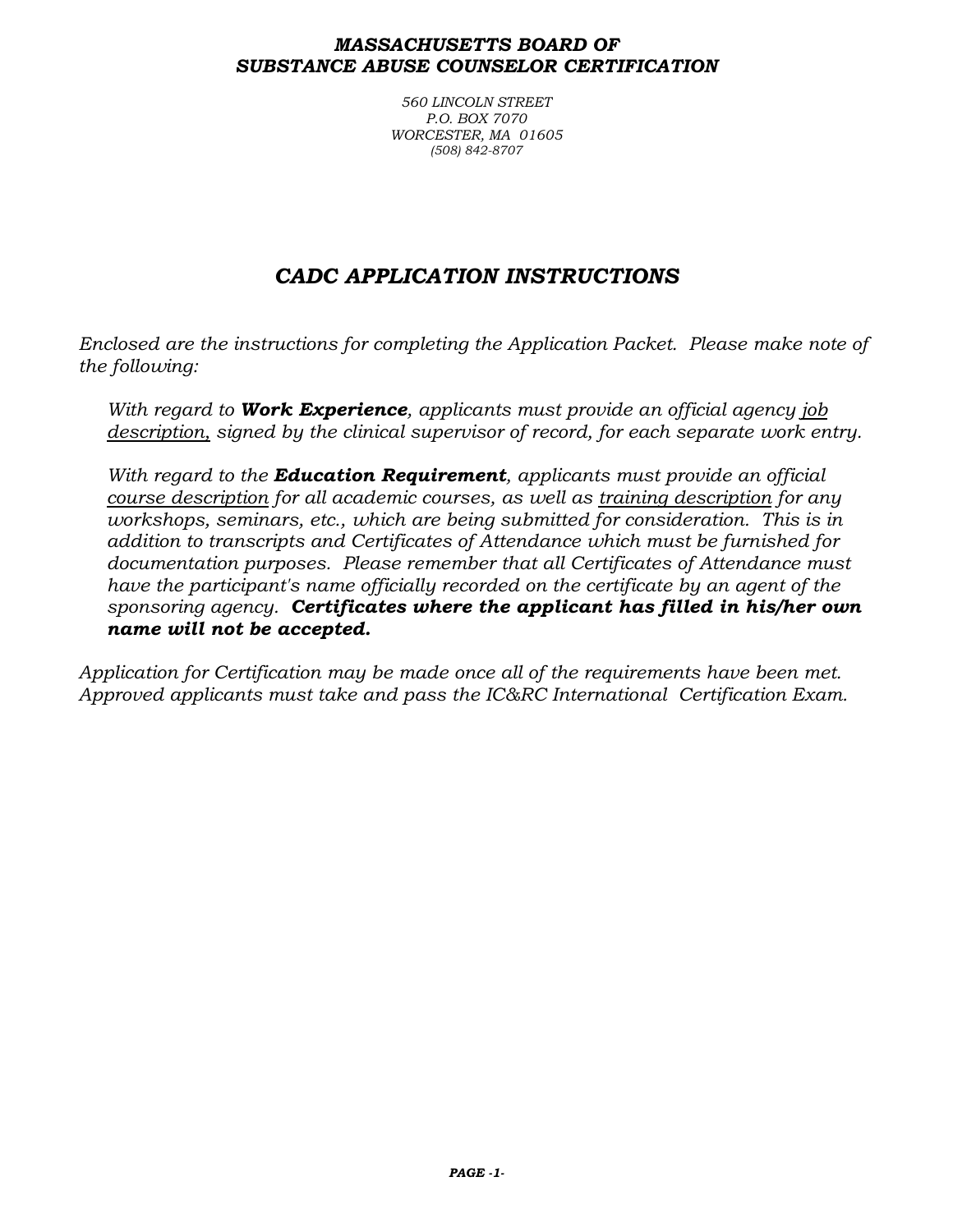***MASSACHUSETTS BOARD OF***
***SUBSTANCE ABUSE COUNSELOR CERTIFICATION***

*560 LINCOLN STREET*
*P.O. BOX 7070*
*WORCESTER, MA 01605*
*(508) 842-8707*

# *CADC APPLICATION INSTRUCTIONS*

*Enclosed are the instructions for completing the Application Packet. Please make note of the following:*

> *With regard to* ***Work Experience****, applicants must provide an official agency* <u>*job description,*</u> *signed by the clinical supervisor of record, for each separate work entry.*
>
> *With regard to the* ***Education Requirement****, applicants must provide an official* <u>*course description*</u> *for all academic courses, as well as* <u>*training description*</u> *for any workshops, seminars, etc., which are being submitted for consideration. This is in addition to transcripts and Certificates of Attendance which must be furnished for documentation purposes. Please remember that all Certificates of Attendance must have the participant's name officially recorded on the certificate by an agent of the sponsoring agency.* ***Certificates where the applicant has filled in his/her own name will not be accepted.***

*Application for Certification may be made once all of the requirements have been met. Approved applicants must take and pass the IC&RC International Certification Exam.*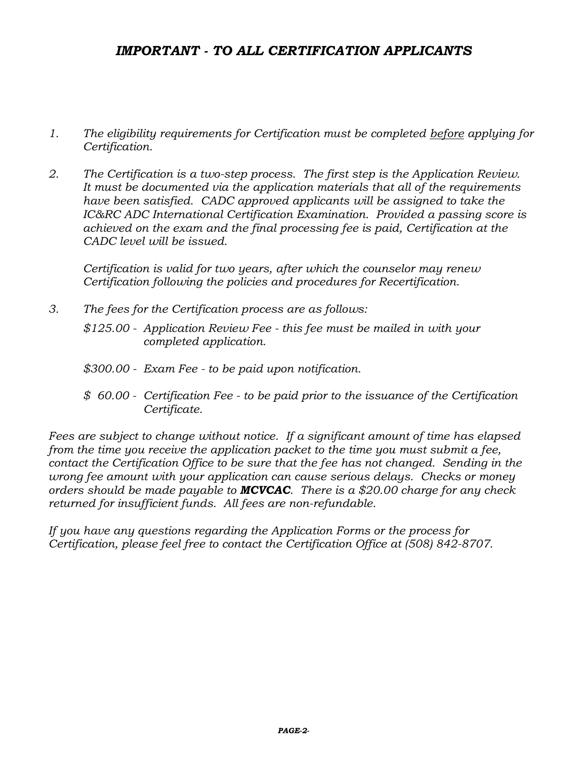# *IMPORTANT - TO ALL CERTIFICATION APPLICANTS*

1. *The eligibility requirements for Certification must be completed <u>before</u> applying for Certification.*

2. *The Certification is a two-step process. The first step is the Application Review. It must be documented via the application materials that all of the requirements have been satisfied. CADC approved applicants will be assigned to take the IC&RC ADC International Certification Examination. Provided a passing score is achieved on the exam and the final processing fee is paid, Certification at the CADC level will be issued.*

   *Certification is valid for two years, after which the counselor may renew Certification following the policies and procedures for Recertification.*

3. *The fees for the Certification process are as follows:*

   *$125.00 - Application Review Fee - this fee must be mailed in with your completed application.*

   *$300.00 - Exam Fee - to be paid upon notification.*

   *$ 60.00 - Certification Fee - to be paid prior to the issuance of the Certification Certificate.*

*Fees are subject to change without notice. If a significant amount of time has elapsed from the time you receive the application packet to the time you must submit a fee, contact the Certification Office to be sure that the fee has not changed. Sending in the wrong fee amount with your application can cause serious delays. Checks or money orders should be made payable to* ***MCVCAC****. There is a $20.00 charge for any check returned for insufficient funds. All fees are non-refundable.*

*If you have any questions regarding the Application Forms or the process for Certification, please feel free to contact the Certification Office at (508) 842-8707.*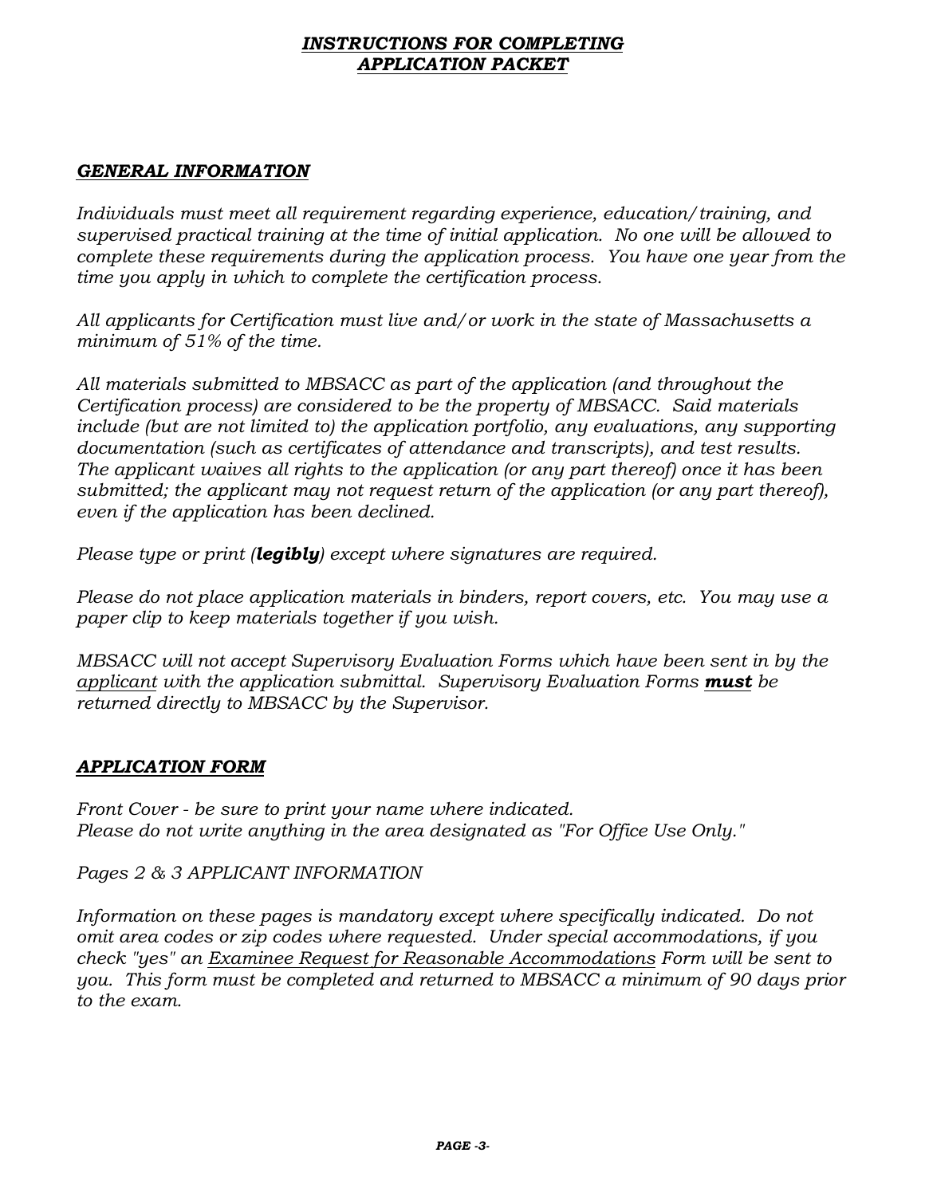# ***INSTRUCTIONS FOR COMPLETING APPLICATION PACKET***

## ***GENERAL INFORMATION***

*Individuals must meet all requirement regarding experience, education/training, and supervised practical training at the time of initial application. No one will be allowed to complete these requirements during the application process. You have one year from the time you apply in which to complete the certification process.*

*All applicants for Certification must live and/or work in the state of Massachusetts a minimum of 51% of the time.*

*All materials submitted to MBSACC as part of the application (and throughout the Certification process) are considered to be the property of MBSACC. Said materials include (but are not limited to) the application portfolio, any evaluations, any supporting documentation (such as certificates of attendance and transcripts), and test results. The applicant waives all rights to the application (or any part thereof) once it has been submitted; the applicant may not request return of the application (or any part thereof), even if the application has been declined.*

*Please type or print (**legibly**) except where signatures are required.*

*Please do not place application materials in binders, report covers, etc. You may use a paper clip to keep materials together if you wish.*

*MBSACC will not accept Supervisory Evaluation Forms which have been sent in by the <u>applicant</u> with the application submittal. Supervisory Evaluation Forms **<u>must</u>** be returned directly to MBSACC by the Supervisor.*

## ***APPLICATION FORM***

*Front Cover - be sure to print your name where indicated.*
*Please do not write anything in the area designated as "For Office Use Only."*

*Pages 2 & 3 APPLICANT INFORMATION*

*Information on these pages is mandatory except where specifically indicated. Do not omit area codes or zip codes where requested. Under special accommodations, if you check "yes" an <u>Examinee Request for Reasonable Accommodations</u> Form will be sent to you. This form must be completed and returned to MBSACC a minimum of 90 days prior to the exam.*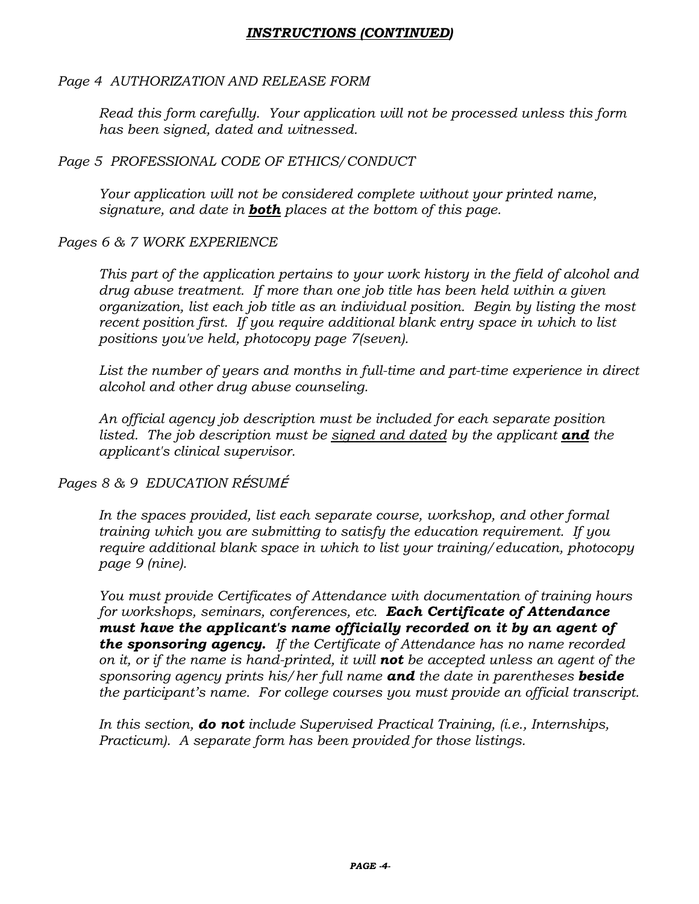## ***INSTRUCTIONS (CONTINUED)***

*Page 4 AUTHORIZATION AND RELEASE FORM*

*Read this form carefully. Your application will not be processed unless this form has been signed, dated and witnessed.*

*Page 5 PROFESSIONAL CODE OF ETHICS/CONDUCT*

*Your application will not be considered complete without your printed name, signature, and date in **both** places at the bottom of this page.*

*Pages 6 & 7 WORK EXPERIENCE*

*This part of the application pertains to your work history in the field of alcohol and drug abuse treatment. If more than one job title has been held within a given organization, list each job title as an individual position. Begin by listing the most recent position first. If you require additional blank entry space in which to list positions you've held, photocopy page 7(seven).*

*List the number of years and months in full-time and part-time experience in direct alcohol and other drug abuse counseling.*

*An official agency job description must be included for each separate position listed. The job description must be signed and dated by the applicant **and** the applicant's clinical supervisor.*

*Pages 8 & 9 EDUCATION RÉSUMÉ*

*In the spaces provided, list each separate course, workshop, and other formal training which you are submitting to satisfy the education requirement. If you require additional blank space in which to list your training/education, photocopy page 9 (nine).*

*You must provide Certificates of Attendance with documentation of training hours for workshops, seminars, conferences, etc. **Each Certificate of Attendance must have the applicant's name officially recorded on it by an agent of the sponsoring agency.** If the Certificate of Attendance has no name recorded on it, or if the name is hand-printed, it will **not** be accepted unless an agent of the sponsoring agency prints his/her full name **and** the date in parentheses **beside** the participant's name. For college courses you must provide an official transcript.*

*In this section, **do not** include Supervised Practical Training, (i.e., Internships, Practicum). A separate form has been provided for those listings.*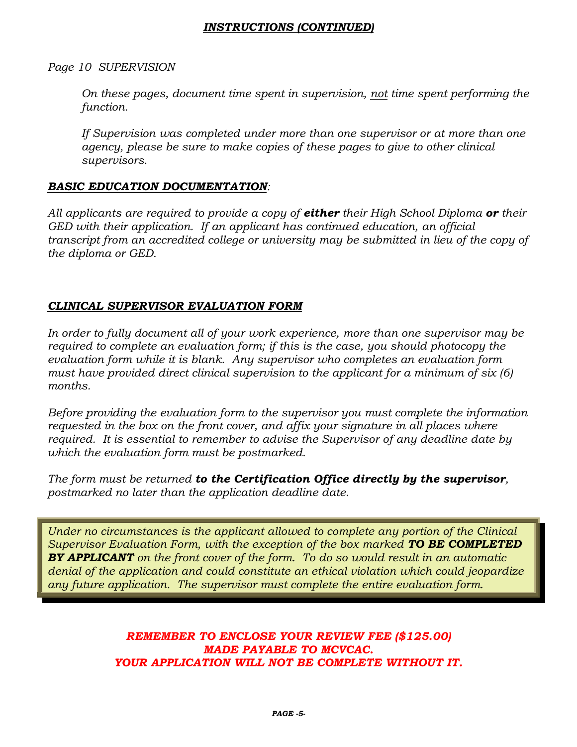***INSTRUCTIONS (CONTINUED)***

*Page 10 SUPERVISION*

*On these pages, document time spent in supervision, <u>not</u> time spent performing the function.*

*If Supervision was completed under more than one supervisor or at more than one agency, please be sure to make copies of these pages to give to other clinical supervisors.*

### ***BASIC EDUCATION DOCUMENTATION***:

*All applicants are required to provide a copy of **either** their High School Diploma **or** their GED with their application. If an applicant has continued education, an official transcript from an accredited college or university may be submitted in lieu of the copy of the diploma or GED.*

### ***CLINICAL SUPERVISOR EVALUATION FORM***

*In order to fully document all of your work experience, more than one supervisor may be required to complete an evaluation form; if this is the case, you should photocopy the evaluation form while it is blank. Any supervisor who completes an evaluation form must have provided direct clinical supervision to the applicant for a minimum of six (6) months.*

*Before providing the evaluation form to the supervisor you must complete the information requested in the box on the front cover, and affix your signature in all places where required. It is essential to remember to advise the Supervisor of any deadline date by which the evaluation form must be postmarked.*

*The form must be returned **to the Certification Office directly by the supervisor**, postmarked no later than the application deadline date.*

*Under no circumstances is the applicant allowed to complete any portion of the Clinical Supervisor Evaluation Form, with the exception of the box marked **TO BE COMPLETED BY APPLICANT** on the front cover of the form. To do so would result in an automatic denial of the application and could constitute an ethical violation which could jeopardize any future application. The supervisor must complete the entire evaluation form.*

***REMEMBER TO ENCLOSE YOUR REVIEW FEE ($125.00)***
***MADE PAYABLE TO MCVCAC.***
***YOUR APPLICATION WILL NOT BE COMPLETE WITHOUT IT.***